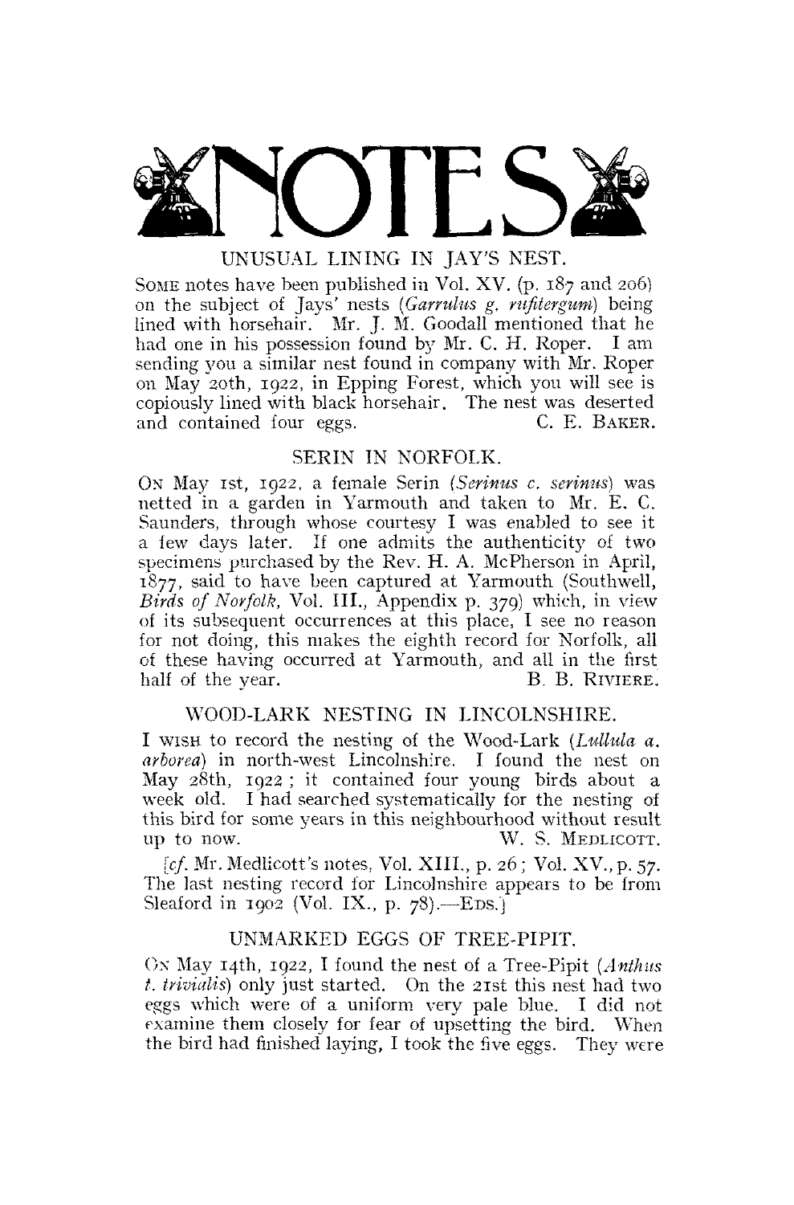# NOTES

## UNUSUAL LINING IN JAY'S NEST.

SOME notes have been published in Vol. XV. (p. 187 and 206) on the subject of Jays' nests (*Garrulus g. rufitergum*) being lined with horsehair. Mr. J. M. Goodall mentioned that he had one in his possession found by Mr. C. H. Roper. I am sending you a similar nest found in company with Mr. Roper on May 20th, 1922, in Epping Forest, which you will see is copiously lined with black horsehair. The nest was deserted and contained four eggs.

C. E. BAKER.

## SERIN IN NORFOLK.

ON May 1st, 1922, a female Serin (*Serinus c. serinus*) was netted in a garden in Yarmouth and taken to Mr. E. C. Saunders, through whose courtesy I was enabled to see it a few days later. If one admits the authenticity of two specimens purchased by the Rev. H. A. McPherson in April, 1877, said to have been captured at Yarmouth (Southwell, *Birds of Norfolk*, Vol. III., Appendix p. 379) which, in view of its subsequent occurrences at this place, I see no reason for not doing, this makes the eighth record for Norfolk, all of these having occurred at Yarmouth, and all in the first half of the year.

B. B. RIVIERE.

## WOOD-LARK NESTING IN LINCOLNSHIRE.

I WISH to record the nesting of the Wood-Lark (*Lullula a. arborea*) in north-west Lincolnshire. I found the nest on May 28th, 1922; it contained four young birds about a week old. I had searched systematically for the nesting of this bird for some years in this neighbourhood without result up to now.

W. S. MEDLICOTT.

[*cf.* Mr. Medlicott's notes, Vol. XIII., p. 26; Vol. XV., p. 57. The last nesting record for Lincolnshire appears to be from Sleaford in 1902 (Vol. IX., p. 78).—EDS.]

## UNMARKED EGGS OF TREE-PIPIT.

ON May 14th, 1922, I found the nest of a Tree-Pipit (*Anthus t. trivialis*) only just started. On the 21st this nest had two eggs which were of a uniform very pale blue. I did not examine them closely for fear of upsetting the bird. When the bird had finished laying, I took the five eggs. They were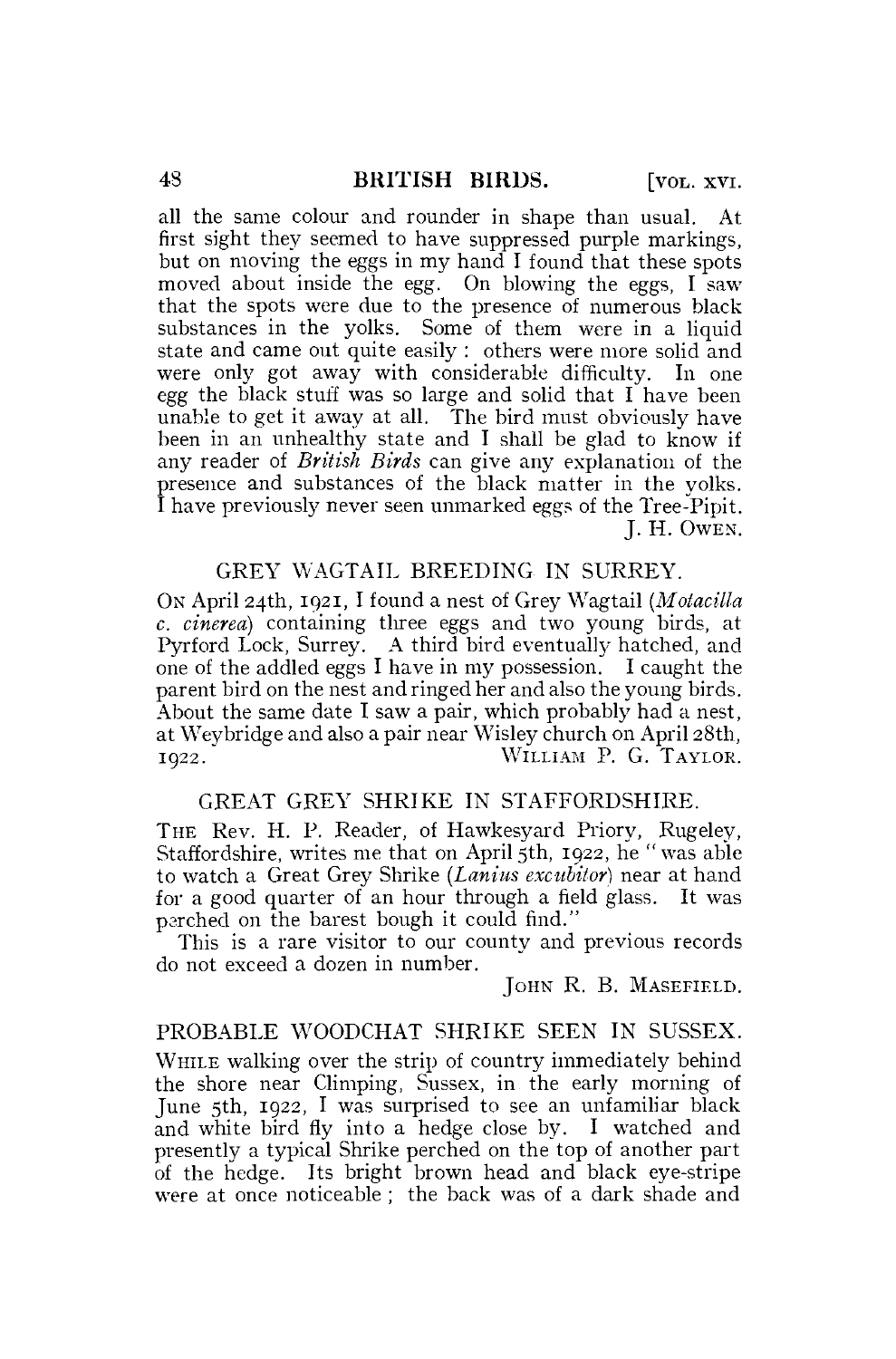all the same colour and rounder in shape than usual. At first sight they seemed to have suppressed purple markings, but on moving the eggs in my hand I found that these spots moved about inside the egg. On blowing the eggs, I saw that the spots were due to the presence of numerous black substances in the yolks. Some of them were in a liquid state and came out quite easily: others were more solid and were only got away with considerable difficulty. In one egg the black stuff was so large and solid that I have been unable to get it away at all. The bird must obviously have been in an unhealthy state and I shall be glad to know if any reader of *British Birds* can give any explanation of the presence and substances of the black matter in the yolks. I have previously never seen unmarked eggs of the Tree-Pipit.

J. H. OWEN.

## GREY WAGTAIL BREEDING IN SURREY.

ON April 24th, 1921, I found a nest of Grey Wagtail (*Motacilla c. cinerea*) containing three eggs and two young birds, at Pyrford Lock, Surrey. A third bird eventually hatched, and one of the addled eggs I have in my possession. I caught the parent bird on the nest and ringed her and also the young birds. About the same date I saw a pair, which probably had a nest, at Weybridge and also a pair near Wisley church on April 28th, 1922.

WILLIAM P. G. TAYLOR.

## GREAT GREY SHRIKE IN STAFFORDSHIRE.

THE Rev. H. P. Reader, of Hawkesyard Priory, Rugeley, Staffordshire, writes me that on April 5th, 1922, he "was able to watch a Great Grey Shrike (*Lanius excubitor*) near at hand for a good quarter of an hour through a field glass. It was perched on the barest bough it could find."

This is a rare visitor to our county and previous records do not exceed a dozen in number.

JOHN R. B. MASEFIELD.

## PROBABLE WOODCHAT SHRIKE SEEN IN SUSSEX.

WHILE walking over the strip of country immediately behind the shore near Climping, Sussex, in the early morning of June 5th, 1922, I was surprised to see an unfamiliar black and white bird fly into a hedge close by. I watched and presently a typical Shrike perched on the top of another part of the hedge. Its bright brown head and black eye-stripe were at once noticeable; the back was of a dark shade and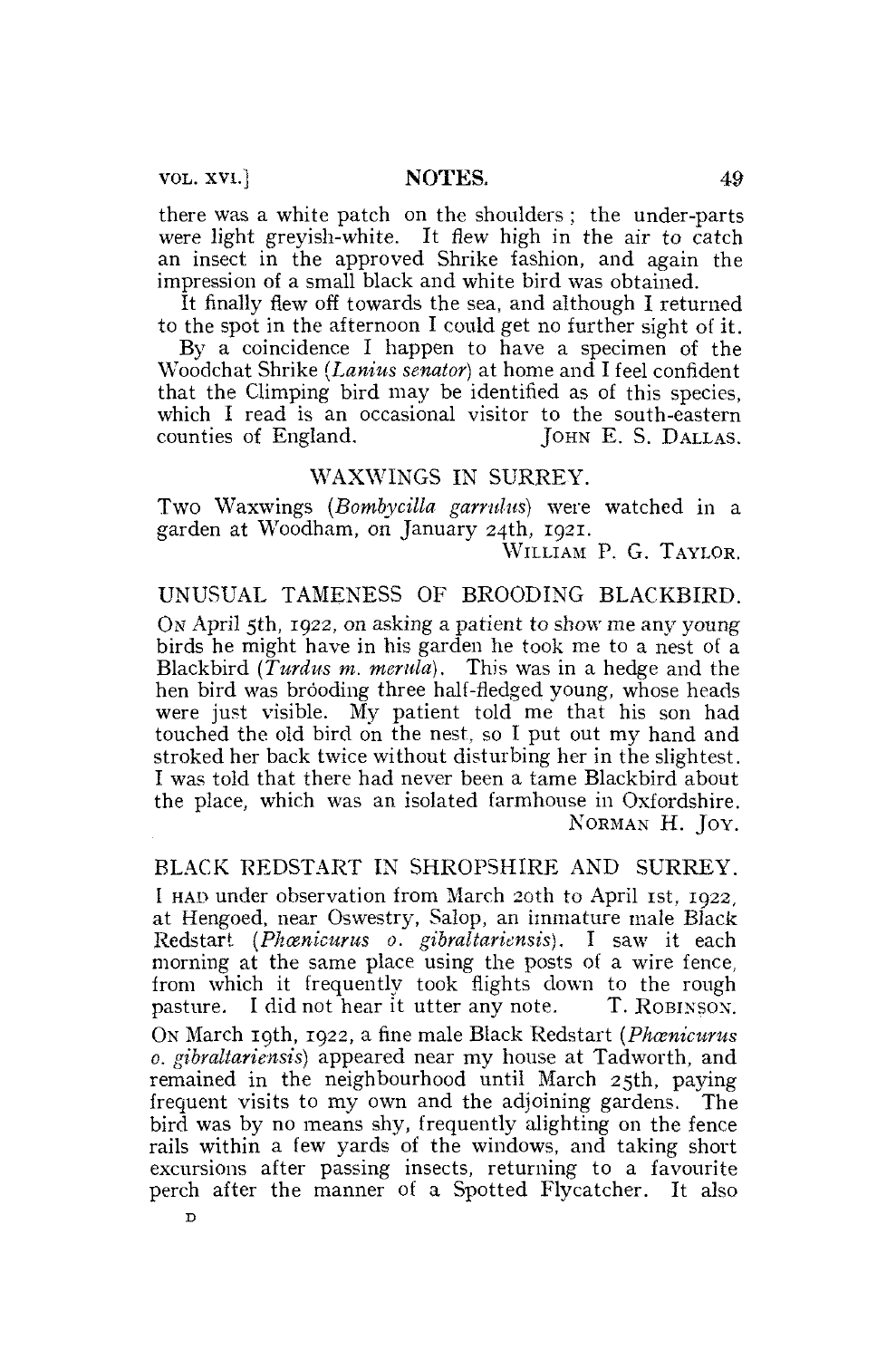there was a white patch on the shoulders; the under-parts were light greyish-white. It flew high in the air to catch an insect in the approved Shrike fashion, and again the impression of a small black and white bird was obtained.

It finally flew off towards the sea, and although I returned to the spot in the afternoon I could get no further sight of it.

By a coincidence I happen to have a specimen of the Woodchat Shrike (*Lanius senator*) at home and I feel confident that the Climping bird may be identified as of this species, which I read is an occasional visitor to the south-eastern counties of England.

JOHN E. S. DALLAS.

## WAXWINGS IN SURREY.

Two Waxwings (*Bombycilla garrulus*) were watched in a garden at Woodham, on January 24th, 1921.

WILLIAM P. G. TAYLOR.

## UNUSUAL TAMENESS OF BROODING BLACKBIRD.

ON April 5th, 1922, on asking a patient to show me any young birds he might have in his garden he took me to a nest of a Blackbird (*Turdus m. merula*). This was in a hedge and the hen bird was brooding three half-fledged young, whose heads were just visible. My patient told me that his son had touched the old bird on the nest, so I put out my hand and stroked her back twice without disturbing her in the slightest. I was told that there had never been a tame Blackbird about the place, which was an isolated farmhouse in Oxfordshire.

NORMAN H. JOY.

## BLACK REDSTART IN SHROPSHIRE AND SURREY.

I HAD under observation from March 20th to April 1st, 1922, at Hengoed, near Oswestry, Salop, an immature male Black Redstart (*Phœnicurus o. gibraltariensis*). I saw it each morning at the same place using the posts of a wire fence, from which it frequently took flights down to the rough pasture. I did not hear it utter any note.

T. ROBINSON.

ON March 19th, 1922, a fine male Black Redstart (*Phœnicurus o. gibraltariensis*) appeared near my house at Tadworth, and remained in the neighbourhood until March 25th, paying frequent visits to my own and the adjoining gardens. The bird was by no means shy, frequently alighting on the fence rails within a few yards of the windows, and taking short excursions after passing insects, returning to a favourite perch after the manner of a Spotted Flycatcher. It also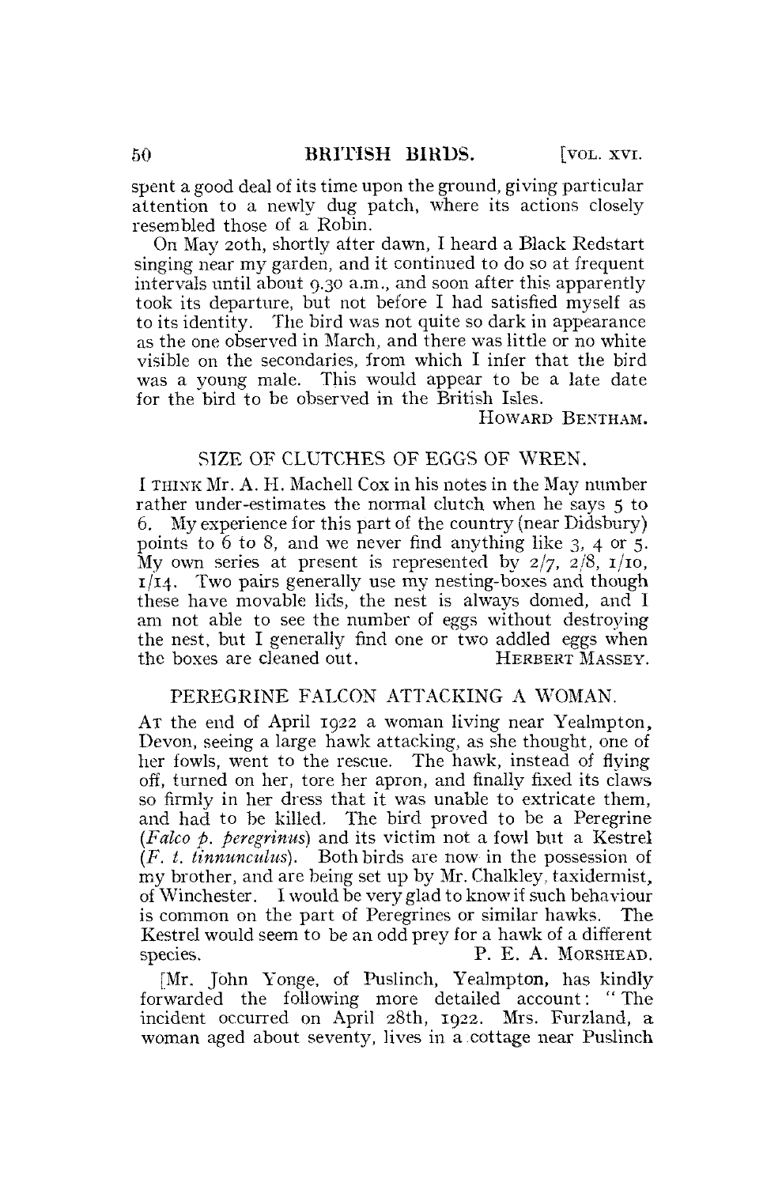spent a good deal of its time upon the ground, giving particular attention to a newly dug patch, where its actions closely resembled those of a Robin.

On May 20th, shortly after dawn, I heard a Black Redstart singing near my garden, and it continued to do so at frequent intervals until about 9.30 a.m., and soon after this apparently took its departure, but not before I had satisfied myself as to its identity. The bird was not quite so dark in appearance as the one observed in March, and there was little or no white visible on the secondaries, from which I infer that the bird was a young male. This would appear to be a late date for the bird to be observed in the British Isles.

HOWARD BENTHAM.

## SIZE OF CLUTCHES OF EGGS OF WREN.

I THINK Mr. A. H. Machell Cox in his notes in the May number rather under-estimates the normal clutch when he says 5 to 6. My experience for this part of the country (near Didsbury) points to 6 to 8, and we never find anything like 3, 4 or 5. My own series at present is represented by 2/7, 2/8, 1/10, 1/14. Two pairs generally use my nesting-boxes and though these have movable lids, the nest is always domed, and I am not able to see the number of eggs without destroying the nest, but I generally find one or two addled eggs when the boxes are cleaned out.

HERBERT MASSEY.

## PEREGRINE FALCON ATTACKING A WOMAN.

AT the end of April 1922 a woman living near Yealmpton, Devon, seeing a large hawk attacking, as she thought, one of her fowls, went to the rescue. The hawk, instead of flying off, turned on her, tore her apron, and finally fixed its claws so firmly in her dress that it was unable to extricate them, and had to be killed. The bird proved to be a Peregrine (*Falco p. peregrinus*) and its victim not a fowl but a Kestrel (*F. t. tinnunculus*). Both birds are now in the possession of my brother, and are being set up by Mr. Chalkley, taxidermist, of Winchester. I would be very glad to know if such behaviour is common on the part of Peregrines or similar hawks. The Kestrel would seem to be an odd prey for a hawk of a different species.

P. E. A. MORSHEAD.

[Mr. John Yonge, of Puslinch, Yealmpton, has kindly forwarded the following more detailed account: "The incident occurred on April 28th, 1922. Mrs. Furzland, a woman aged about seventy, lives in a cottage near Puslinch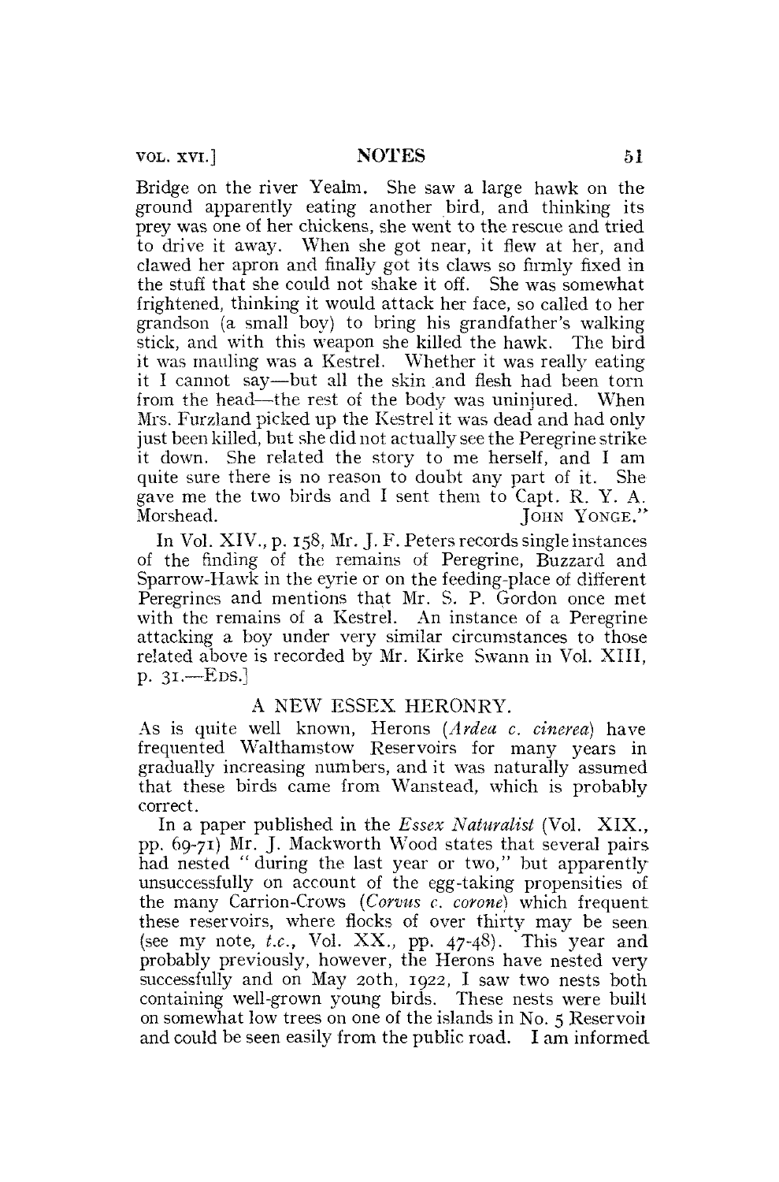Bridge on the river Yealm. She saw a large hawk on the ground apparently eating another bird, and thinking its prey was one of her chickens, she went to the rescue and tried to drive it away. When she got near, it flew at her, and clawed her apron and finally got its claws so firmly fixed in the stuff that she could not shake it off. She was somewhat frightened, thinking it would attack her face, so called to her grandson (a small boy) to bring his grandfather's walking stick, and with this weapon she killed the hawk. The bird it was mauling was a Kestrel. Whether it was really eating it I cannot say—but all the skin and flesh had been torn from the head—the rest of the body was uninjured. When Mrs. Furzland picked up the Kestrel it was dead and had only just been killed, but she did not actually see the Peregrine strike it down. She related the story to me herself, and I am quite sure there is no reason to doubt any part of it. She gave me the two birds and I sent them to Capt. R. Y. A. Morshead. JOHN YONGE."

In Vol. XIV., p. 158, Mr. J. F. Peters records single instances of the finding of the remains of Peregrine, Buzzard and Sparrow-Hawk in the eyrie or on the feeding-place of different Peregrines and mentions that Mr. S. P. Gordon once met with the remains of a Kestrel. An instance of a Peregrine attacking a boy under very similar circumstances to those related above is recorded by Mr. Kirke Swann in Vol. XIII, p. 31.—EDS.]

## A NEW ESSEX HERONRY.

As is quite well known, Herons (*Ardea c. cinerea*) have frequented Walthamstow Reservoirs for many years in gradually increasing numbers, and it was naturally assumed that these birds came from Wanstead, which is probably correct.

In a paper published in the *Essex Naturalist* (Vol. XIX., pp. 69-71) Mr. J. Mackworth Wood states that several pairs had nested "during the last year or two," but apparently unsuccessfully on account of the egg-taking propensities of the many Carrion-Crows (*Corvus c. corone*) which frequent these reservoirs, where flocks of over thirty may be seen (see my note, *t.c.*, Vol. XX., pp. 47-48). This year and probably previously, however, the Herons have nested very successfully and on May 20th, 1922, I saw two nests both containing well-grown young birds. These nests were built on somewhat low trees on one of the islands in No. 5 Reservoir and could be seen easily from the public road. I am informed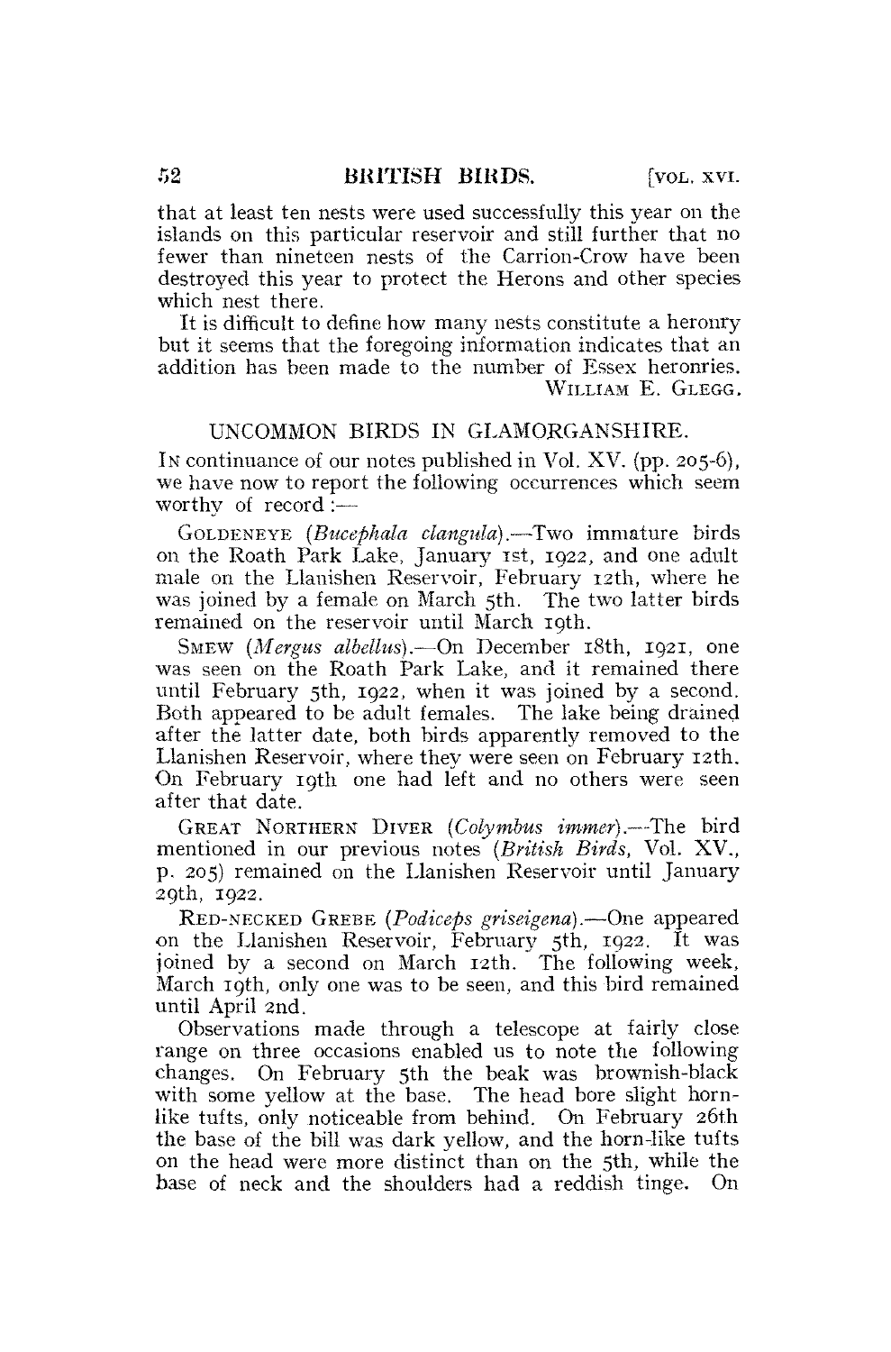that at least ten nests were used successfully this year on the islands on this particular reservoir and still further that no fewer than nineteen nests of the Carrion-Crow have been destroyed this year to protect the Herons and other species which nest there.

It is difficult to define how many nests constitute a heronry but it seems that the foregoing information indicates that an addition has been made to the number of Essex heronries.

WILLIAM E. GLEGG.

## UNCOMMON BIRDS IN GLAMORGANSHIRE.

IN continuance of our notes published in Vol. XV. (pp. 205-6), we have now to report the following occurrences which seem worthy of record :—

GOLDENEYE (*Bucephala clangula*).—Two immature birds on the Roath Park Lake, January 1st, 1922, and one adult male on the Llanishen Reservoir, February 12th, where he was joined by a female on March 5th. The two latter birds remained on the reservoir until March 19th.

SMEW (*Mergus albellus*).—On December 18th, 1921, one was seen on the Roath Park Lake, and it remained there until February 5th, 1922, when it was joined by a second. Both appeared to be adult females. The lake being drained after the latter date, both birds apparently removed to the Llanishen Reservoir, where they were seen on February 12th. On February 19th one had left and no others were seen after that date.

GREAT NORTHERN DIVER (*Colymbus immer*).—The bird mentioned in our previous notes (*British Birds*, Vol. XV., p. 205) remained on the Llanishen Reservoir until January 29th, 1922.

RED-NECKED GREBE (*Podiceps griseigena*).—One appeared on the Llanishen Reservoir, February 5th, 1922. It was joined by a second on March 12th. The following week, March 19th, only one was to be seen, and this bird remained until April 2nd.

Observations made through a telescope at fairly close range on three occasions enabled us to note the following changes. On February 5th the beak was brownish-black with some yellow at the base. The head bore slight horn-like tufts, only noticeable from behind. On February 26th the base of the bill was dark yellow, and the horn-like tufts on the head were more distinct than on the 5th, while the base of neck and the shoulders had a reddish tinge. On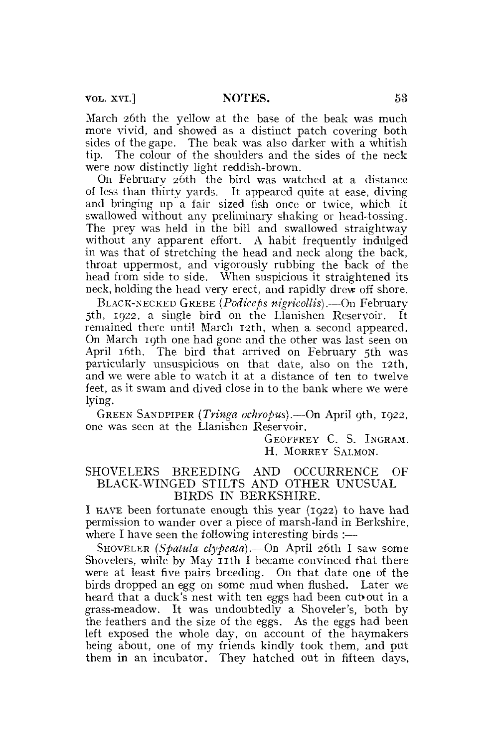March 26th the yellow at the base of the beak was much more vivid, and showed as a distinct patch covering both sides of the gape. The beak was also darker with a whitish tip. The colour of the shoulders and the sides of the neck were now distinctly light reddish-brown.

On February 26th the bird was watched at a distance of less than thirty yards. It appeared quite at ease, diving and bringing up a fair sized fish once or twice, which it swallowed without any preliminary shaking or head-tossing. The prey was held in the bill and swallowed straightway without any apparent effort. A habit frequently indulged in was that of stretching the head and neck along the back, throat uppermost, and vigorously rubbing the back of the head from side to side. When suspicious it straightened its neck, holding the head very erect, and rapidly drew off shore.

BLACK-NECKED GREBE (*Podiceps nigricollis*).—On February 5th, 1922, a single bird on the Llanishen Reservoir. It remained there until March 12th, when a second appeared. On March 19th one had gone and the other was last seen on April 16th. The bird that arrived on February 5th was particularly unsuspicious on that date, also on the 12th, and we were able to watch it at a distance of ten to twelve feet, as it swam and dived close in to the bank where we were lying.

GREEN SANDPIPER (*Tringa ochropus*).—On April 9th, 1922, one was seen at the Llanishen Reservoir.

GEOFFREY C. S. INGRAM.
H. MORREY SALMON.

## SHOVELERS BREEDING AND OCCURRENCE OF BLACK-WINGED STILTS AND OTHER UNUSUAL BIRDS IN BERKSHIRE.

I HAVE been fortunate enough this year (1922) to have had permission to wander over a piece of marsh-land in Berkshire, where I have seen the following interesting birds :—

SHOVELER (*Spatula clypeata*).—On April 26th I saw some Shovelers, while by May 11th I became convinced that there were at least five pairs breeding. On that date one of the birds dropped an egg on some mud when flushed. Later we heard that a duck's nest with ten eggs had been cut out in a grass-meadow. It was undoubtedly a Shoveler's, both by the feathers and the size of the eggs. As the eggs had been left exposed the whole day, on account of the haymakers being about, one of my friends kindly took them, and put them in an incubator. They hatched out in fifteen days,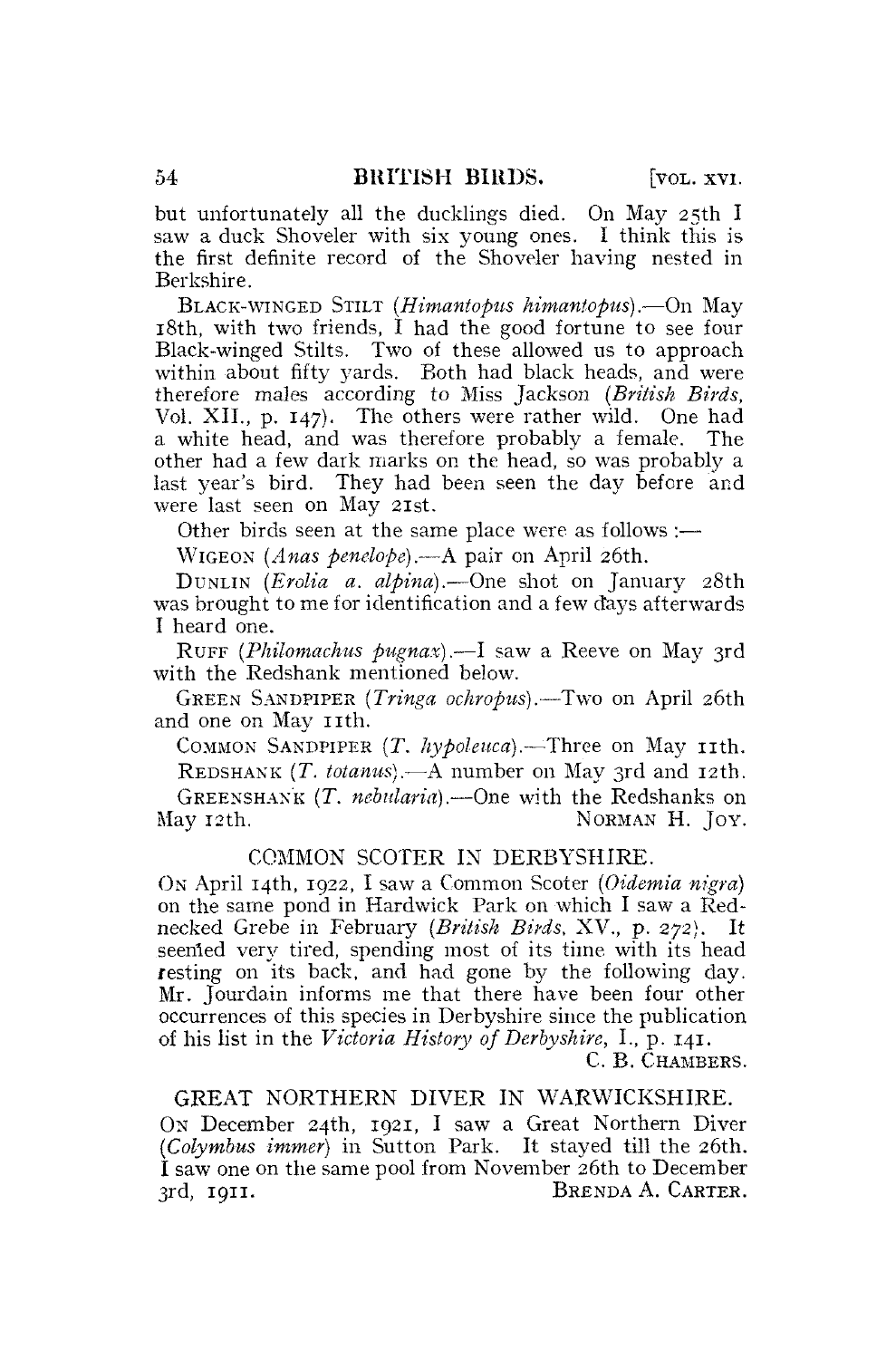but unfortunately all the ducklings died. On May 25th I saw a duck Shoveler with six young ones. I think this is the first definite record of the Shoveler having nested in Berkshire.

BLACK-WINGED STILT (*Himantopus himantopus*).—On May 18th, with two friends, I had the good fortune to see four Black-winged Stilts. Two of these allowed us to approach within about fifty yards. Both had black heads, and were therefore males according to Miss Jackson (*British Birds*, Vol. XII., p. 147). The others were rather wild. One had a white head, and was therefore probably a female. The other had a few dark marks on the head, so was probably a last year's bird. They had been seen the day before and were last seen on May 21st.

Other birds seen at the same place were as follows :—

WIGEON (*Anas penelope*).—A pair on April 26th.

DUNLIN (*Erolia a. alpina*).—One shot on January 28th was brought to me for identification and a few days afterwards I heard one.

RUFF (*Philomachus pugnax*).—I saw a Reeve on May 3rd with the Redshank mentioned below.

GREEN SANDPIPER (*Tringa ochropus*).—Two on April 26th and one on May 11th.

COMMON SANDPIPER (*T. hypoleuca*).—Three on May 11th.

REDSHANK (*T. totanus*).—A number on May 3rd and 12th.

GREENSHANK (*T. nebularia*).—One with the Redshanks on May 12th.

NORMAN H. JOY.

## COMMON SCOTER IN DERBYSHIRE.

ON April 14th, 1922, I saw a Common Scoter (*Oidemia nigra*) on the same pond in Hardwick Park on which I saw a Red-necked Grebe in February (*British Birds*, XV., p. 272). It seemed very tired, spending most of its time with its head resting on its back, and had gone by the following day. Mr. Jourdain informs me that there have been four other occurrences of this species in Derbyshire since the publication of his list in the *Victoria History of Derbyshire*, I., p. 141.

C. B. CHAMBERS.

## GREAT NORTHERN DIVER IN WARWICKSHIRE.

ON December 24th, 1921, I saw a Great Northern Diver (*Colymbus immer*) in Sutton Park. It stayed till the 26th. I saw one on the same pool from November 26th to December 3rd, 1911.

BRENDA A. CARTER.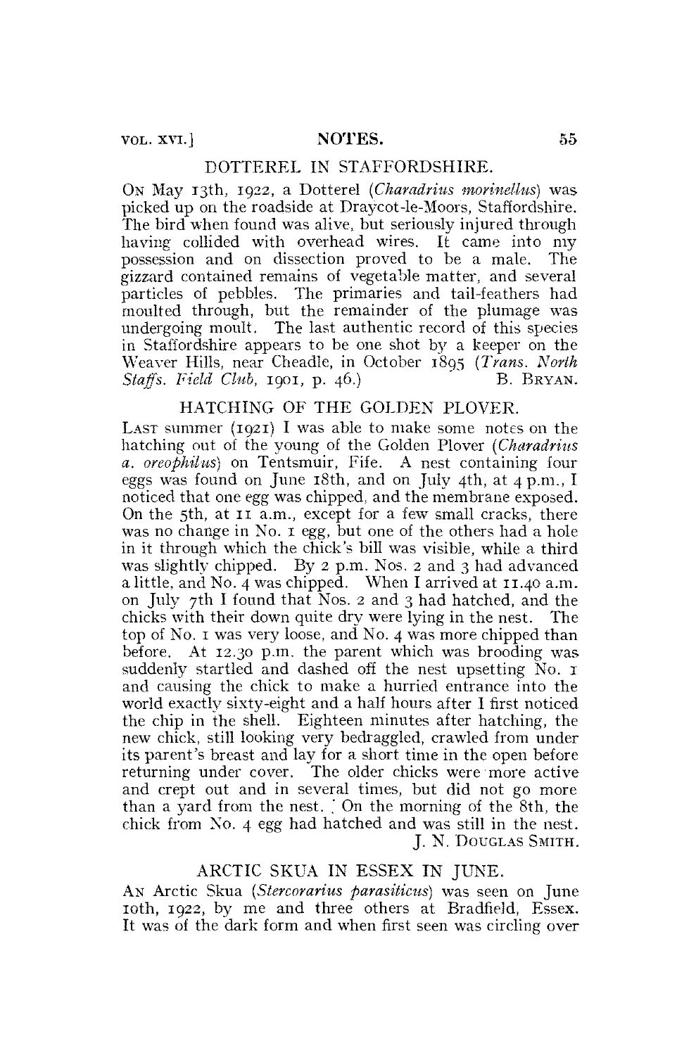## DOTTEREL IN STAFFORDSHIRE.

On May 13th, 1922, a Dotterel (*Charadrius morinellus*) was picked up on the roadside at Draycot-le-Moors, Staffordshire. The bird when found was alive, but seriously injured through having collided with overhead wires. It came into my possession and on dissection proved to be a male. The gizzard contained remains of vegetable matter, and several particles of pebbles. The primaries and tail-feathers had moulted through, but the remainder of the plumage was undergoing moult. The last authentic record of this species in Staffordshire appears to be one shot by a keeper on the Weaver Hills, near Cheadle, in October 1895 (*Trans. North Staffs. Field Club*, 1901, p. 46.)

B. Bryan.

## HATCHING OF THE GOLDEN PLOVER.

Last summer (1921) I was able to make some notes on the hatching out of the young of the Golden Plover (*Charadrius a. oreophilus*) on Tentsmuir, Fife. A nest containing four eggs was found on June 18th, and on July 4th, at 4 p.m., I noticed that one egg was chipped, and the membrane exposed. On the 5th, at 11 a.m., except for a few small cracks, there was no change in No. 1 egg, but one of the others had a hole in it through which the chick's bill was visible, while a third was slightly chipped. By 2 p.m. Nos. 2 and 3 had advanced a little, and No. 4 was chipped. When I arrived at 11.40 a.m. on July 7th I found that Nos. 2 and 3 had hatched, and the chicks with their down quite dry were lying in the nest. The top of No. 1 was very loose, and No. 4 was more chipped than before. At 12.30 p.m. the parent which was brooding was suddenly startled and dashed off the nest upsetting No. 1 and causing the chick to make a hurried entrance into the world exactly sixty-eight and a half hours after I first noticed the chip in the shell. Eighteen minutes after hatching, the new chick, still looking very bedraggled, crawled from under its parent's breast and lay for a short time in the open before returning under cover. The older chicks were more active and crept out and in several times, but did not go more than a yard from the nest. On the morning of the 8th, the chick from No. 4 egg had hatched and was still in the nest.

J. N. Douglas Smith.

## ARCTIC SKUA IN ESSEX IN JUNE.

An Arctic Skua (*Stercorarius parasiticus*) was seen on June 10th, 1922, by me and three others at Bradfield, Essex. It was of the dark form and when first seen was circling over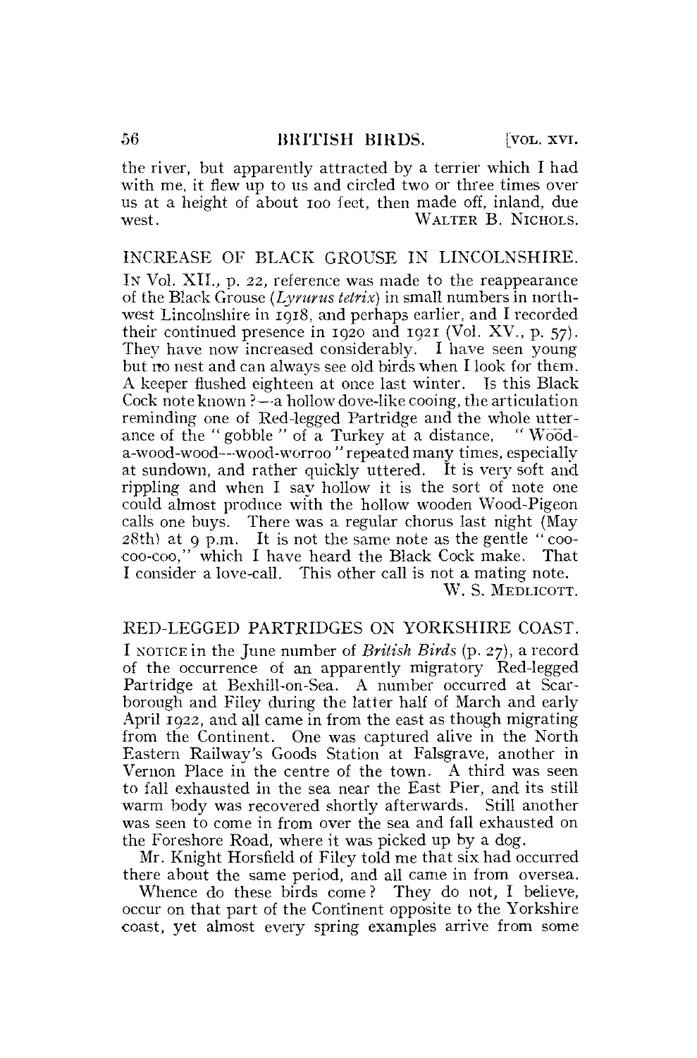the river, but apparently attracted by a terrier which I had with me, it flew up to us and circled two or three times over us at a height of about 100 feet, then made off, inland, due west.

WALTER B. NICHOLS.

## INCREASE OF BLACK GROUSE IN LINCOLNSHIRE.

IN Vol. XII., p. 22, reference was made to the reappearance of the Black Grouse (*Lyrurus tetrix*) in small numbers in north-west Lincolnshire in 1918, and perhaps earlier, and I recorded their continued presence in 1920 and 1921 (Vol. XV., p. 57). They have now increased considerably. I have seen young but no nest and can always see old birds when I look for them. A keeper flushed eighteen at once last winter. Is this Black Cock note known?—a hollow dove-like cooing, the articulation reminding one of Red-legged Partridge and the whole utterance of the "gobble" of a Turkey at a distance, "Wōod-a-wood-wood—wood-worroo" repeated many times, especially at sundown, and rather quickly uttered. It is very soft and rippling and when I say hollow it is the sort of note one could almost produce with the hollow wooden Wood-Pigeon calls one buys. There was a regular chorus last night (May 28th) at 9 p.m. It is not the same note as the gentle "coo-coo-coo," which I have heard the Black Cock make. That I consider a love-call. This other call is not a mating note.

W. S. MEDLICOTT.

## RED-LEGGED PARTRIDGES ON YORKSHIRE COAST.

I NOTICE in the June number of *British Birds* (p. 27), a record of the occurrence of an apparently migratory Red-legged Partridge at Bexhill-on-Sea. A number occurred at Scarborough and Filey during the latter half of March and early April 1922, and all came in from the east as though migrating from the Continent. One was captured alive in the North Eastern Railway's Goods Station at Falsgrave, another in Vernon Place in the centre of the town. A third was seen to fall exhausted in the sea near the East Pier, and its still warm body was recovered shortly afterwards. Still another was seen to come in from over the sea and fall exhausted on the Foreshore Road, where it was picked up by a dog.

Mr. Knight Horsfield of Filey told me that six had occurred there about the same period, and all came in from oversea.

Whence do these birds come? They do not, I believe, occur on that part of the Continent opposite to the Yorkshire coast, yet almost every spring examples arrive from some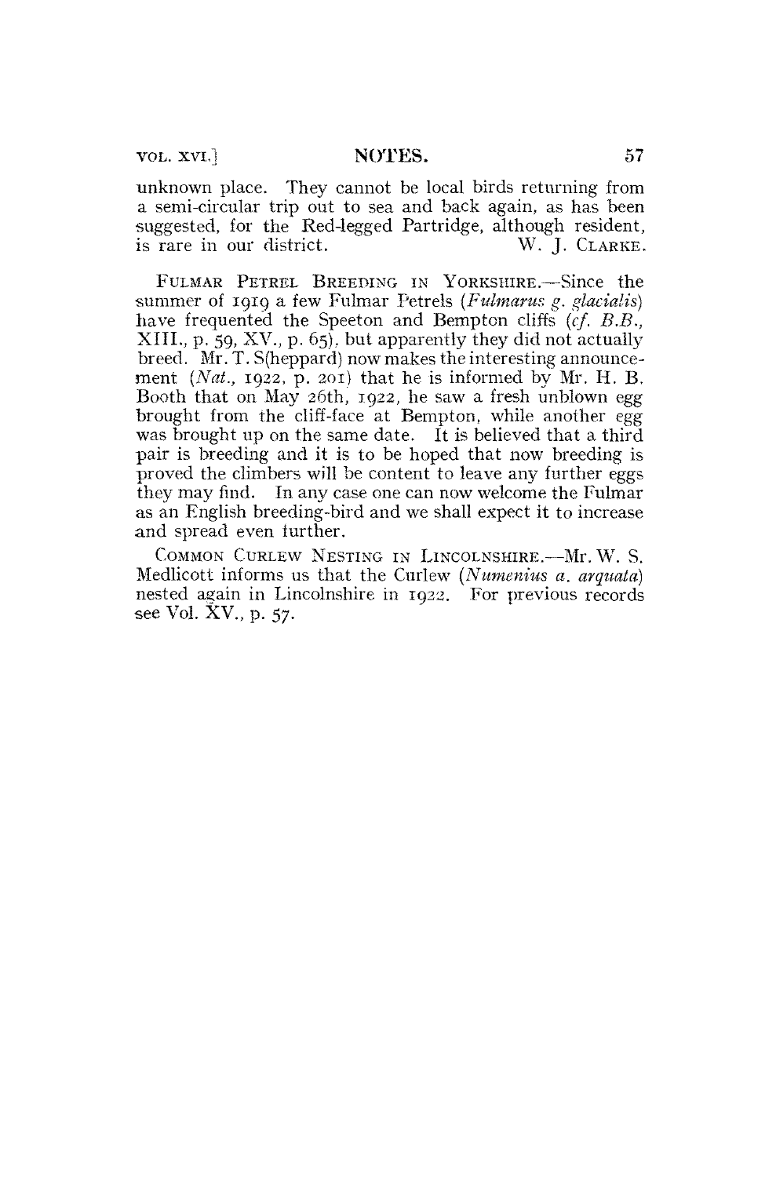unknown place. They cannot be local birds returning from a semi-circular trip out to sea and back again, as has been suggested, for the Red-legged Partridge, although resident, is rare in our district.

W. J. CLARKE.

FULMAR PETREL BREEDING IN YORKSHIRE.—Since the summer of 1919 a few Fulmar Petrels (*Fulmarus g. glacialis*) have frequented the Speeton and Bempton cliffs (*cf. B.B.*, XIII., p. 59, XV., p. 65), but apparently they did not actually breed. Mr. T. S(heppard) now makes the interesting announcement (*Nat.*, 1922, p. 201) that he is informed by Mr. H. B. Booth that on May 26th, 1922, he saw a fresh unblown egg brought from the cliff-face at Bempton, while another egg was brought up on the same date. It is believed that a third pair is breeding and it is to be hoped that now breeding is proved the climbers will be content to leave any further eggs they may find. In any case one can now welcome the Fulmar as an English breeding-bird and we shall expect it to increase and spread even further.

COMMON CURLEW NESTING IN LINCOLNSHIRE.—Mr. W. S. Medlicott informs us that the Curlew (*Numenius a. arquata*) nested again in Lincolnshire in 1922. For previous records see Vol. XV., p. 57.